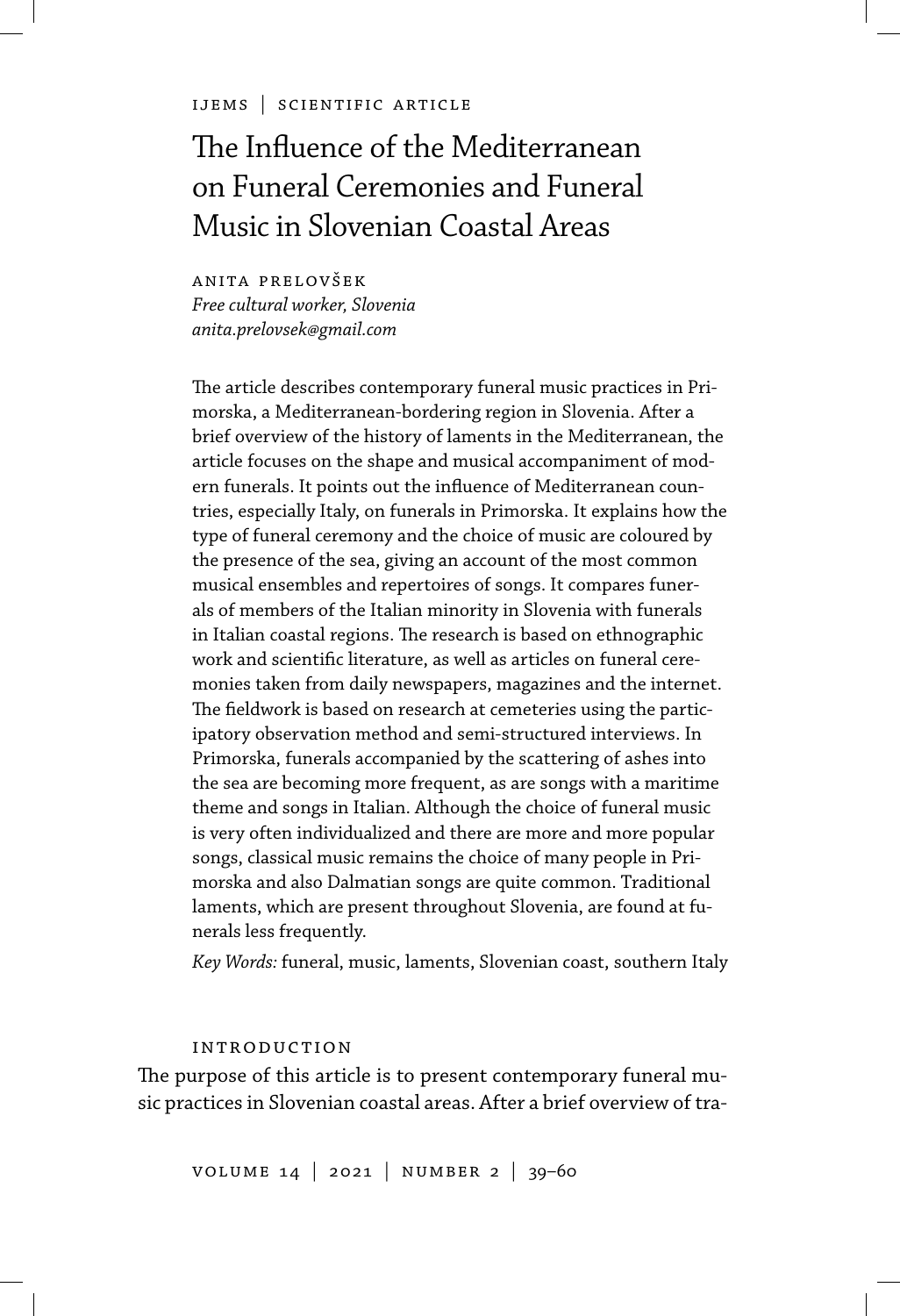IJEMS | SCIENTIFIC ARTICLE

# The Influence of the Mediterranean on Funeral Ceremonies and Funeral Music in Slovenian Coastal Areas

ANITA PRELOVŠEK
*Free cultural worker, Slovenia*
*anita.prelovsek@gmail.com*

The article describes contemporary funeral music practices in Primorska, a Mediterranean-bordering region in Slovenia. After a brief overview of the history of laments in the Mediterranean, the article focuses on the shape and musical accompaniment of modern funerals. It points out the influence of Mediterranean countries, especially Italy, on funerals in Primorska. It explains how the type of funeral ceremony and the choice of music are coloured by the presence of the sea, giving an account of the most common musical ensembles and repertoires of songs. It compares funerals of members of the Italian minority in Slovenia with funerals in Italian coastal regions. The research is based on ethnographic work and scientific literature, as well as articles on funeral ceremonies taken from daily newspapers, magazines and the internet. The fieldwork is based on research at cemeteries using the participatory observation method and semi-structured interviews. In Primorska, funerals accompanied by the scattering of ashes into the sea are becoming more frequent, as are songs with a maritime theme and songs in Italian. Although the choice of funeral music is very often individualized and there are more and more popular songs, classical music remains the choice of many people in Primorska and also Dalmatian songs are quite common. Traditional laments, which are present throughout Slovenia, are found at funerals less frequently.

*Key Words:* funeral, music, laments, Slovenian coast, southern Italy

## INTRODUCTION

The purpose of this article is to present contemporary funeral music practices in Slovenian coastal areas. After a brief overview of tra-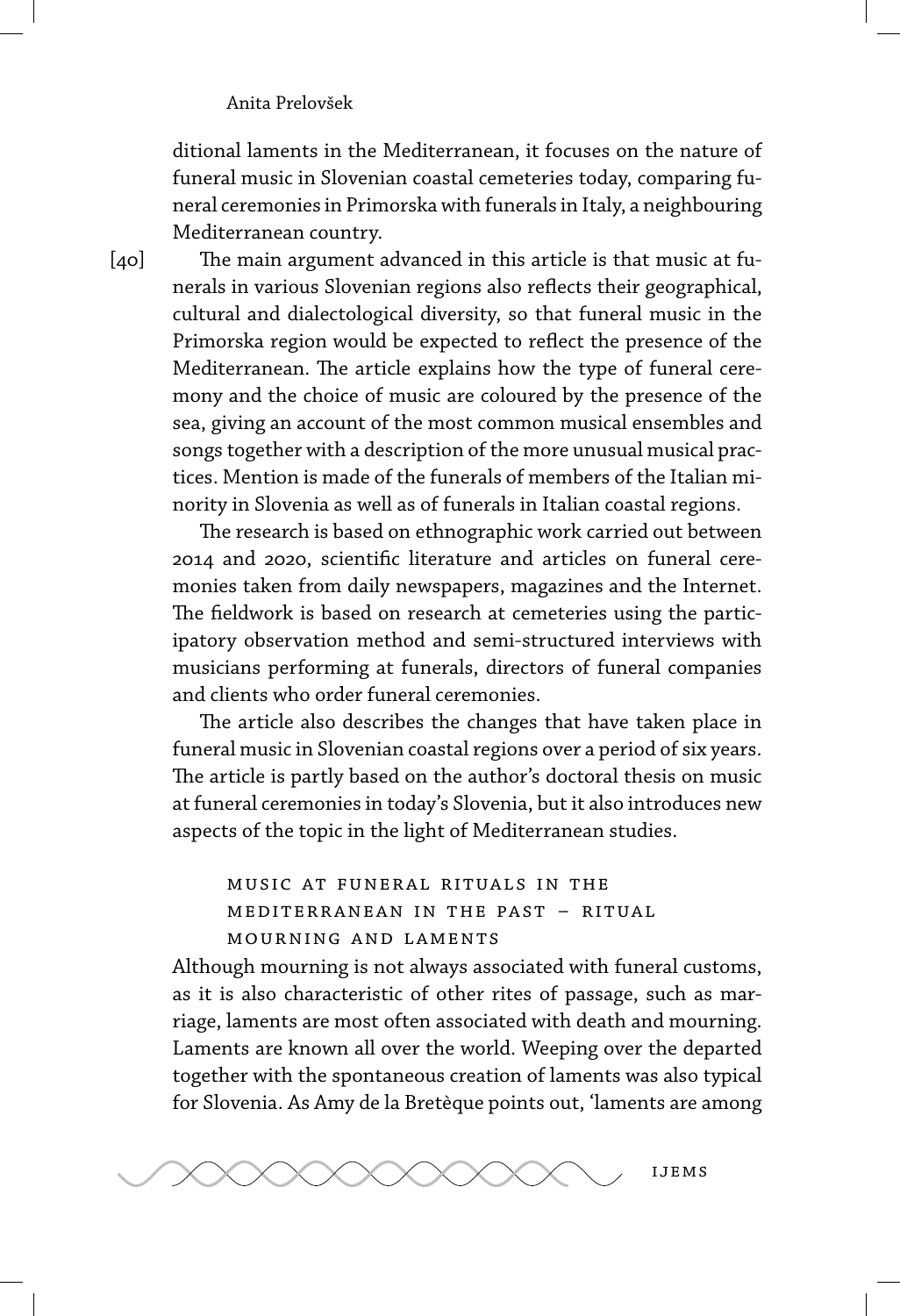ditional laments in the Mediterranean, it focuses on the nature of funeral music in Slovenian coastal cemeteries today, comparing funeral ceremonies in Primorska with funerals in Italy, a neighbouring Mediterranean country.

[40] The main argument advanced in this article is that music at funerals in various Slovenian regions also reflects their geographical, cultural and dialectological diversity, so that funeral music in the Primorska region would be expected to reflect the presence of the Mediterranean. The article explains how the type of funeral ceremony and the choice of music are coloured by the presence of the sea, giving an account of the most common musical ensembles and songs together with a description of the more unusual musical practices. Mention is made of the funerals of members of the Italian minority in Slovenia as well as of funerals in Italian coastal regions.

The research is based on ethnographic work carried out between 2014 and 2020, scientific literature and articles on funeral ceremonies taken from daily newspapers, magazines and the Internet. The fieldwork is based on research at cemeteries using the participatory observation method and semi-structured interviews with musicians performing at funerals, directors of funeral companies and clients who order funeral ceremonies.

The article also describes the changes that have taken place in funeral music in Slovenian coastal regions over a period of six years. The article is partly based on the author's doctoral thesis on music at funeral ceremonies in today's Slovenia, but it also introduces new aspects of the topic in the light of Mediterranean studies.

## Music at Funeral Rituals in the Mediterranean in the Past – Ritual Mourning and Laments

Although mourning is not always associated with funeral customs, as it is also characteristic of other rites of passage, such as marriage, laments are most often associated with death and mourning. Laments are known all over the world. Weeping over the departed together with the spontaneous creation of laments was also typical for Slovenia. As Amy de la Bretèque points out, 'laments are among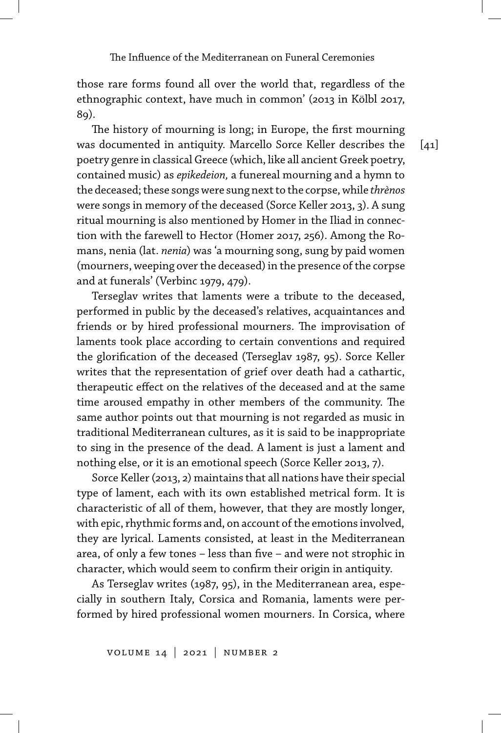those rare forms found all over the world that, regardless of the ethnographic context, have much in common' (2013 in Kölbl 2017, 89).

The history of mourning is long; in Europe, the first mourning was documented in antiquity. Marcello Sorce Keller describes the poetry genre in classical Greece (which, like all ancient Greek poetry, contained music) as *epikedeion,* a funereal mourning and a hymn to the deceased; these songs were sung next to the corpse, while *thrènos* were songs in memory of the deceased (Sorce Keller 2013, 3). A sung ritual mourning is also mentioned by Homer in the Iliad in connection with the farewell to Hector (Homer 2017, 256). Among the Romans, nenia (lat. *nenia*) was 'a mourning song, sung by paid women (mourners, weeping over the deceased) in the presence of the corpse and at funerals' (Verbinc 1979, 479).

Terseglav writes that laments were a tribute to the deceased, performed in public by the deceased's relatives, acquaintances and friends or by hired professional mourners. The improvisation of laments took place according to certain conventions and required the glorification of the deceased (Terseglav 1987, 95). Sorce Keller writes that the representation of grief over death had a cathartic, therapeutic effect on the relatives of the deceased and at the same time aroused empathy in other members of the community. The same author points out that mourning is not regarded as music in traditional Mediterranean cultures, as it is said to be inappropriate to sing in the presence of the dead. A lament is just a lament and nothing else, or it is an emotional speech (Sorce Keller 2013, 7).

Sorce Keller (2013, 2) maintains that all nations have their special type of lament, each with its own established metrical form. It is characteristic of all of them, however, that they are mostly longer, with epic, rhythmic forms and, on account of the emotions involved, they are lyrical. Laments consisted, at least in the Mediterranean area, of only a few tones – less than five – and were not strophic in character, which would seem to confirm their origin in antiquity.

As Terseglav writes (1987, 95), in the Mediterranean area, especially in southern Italy, Corsica and Romania, laments were performed by hired professional women mourners. In Corsica, where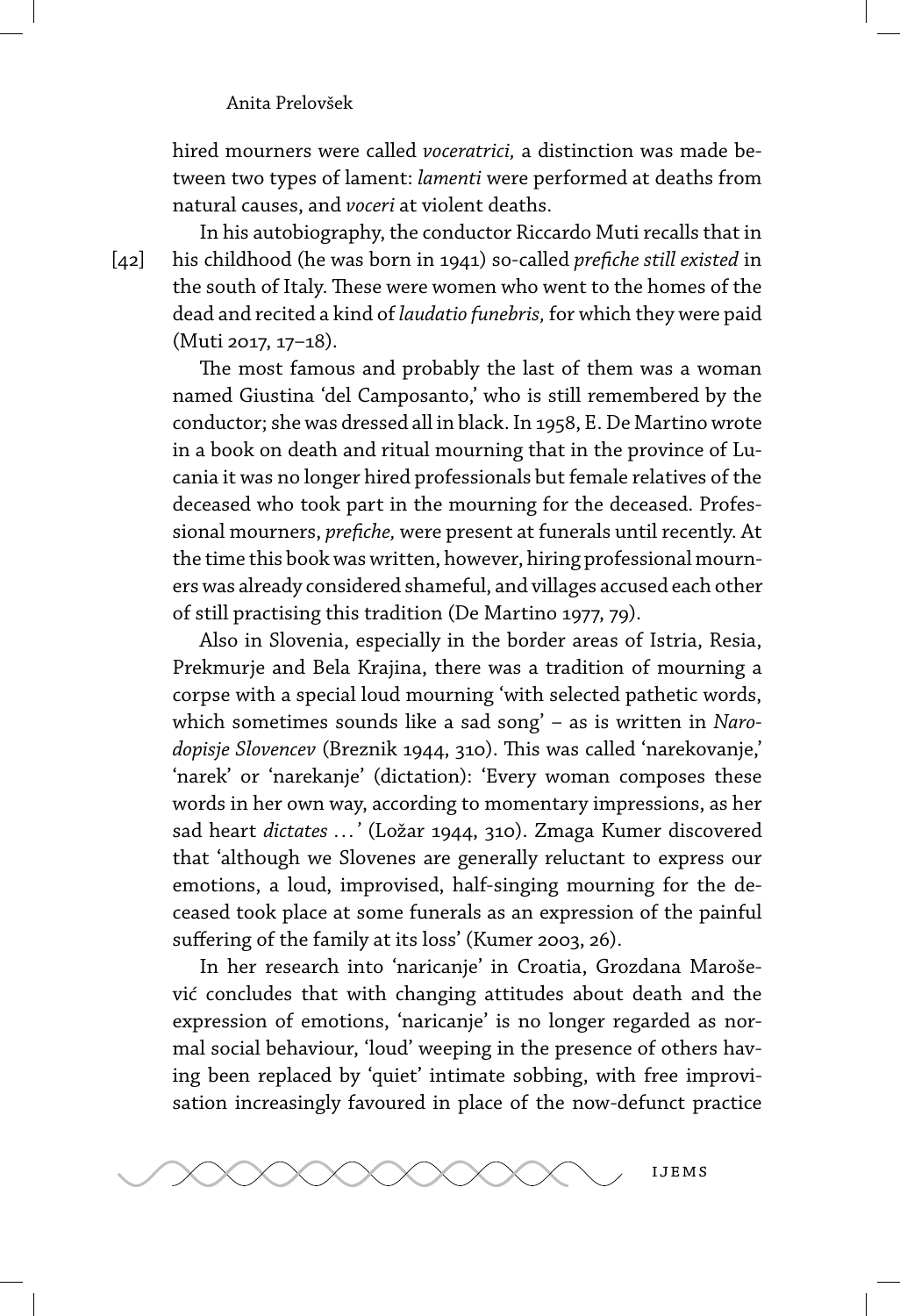hired mourners were called *voceratrici,* a distinction was made between two types of lament: *lamenti* were performed at deaths from natural causes, and *voceri* at violent deaths.

In his autobiography, the conductor Riccardo Muti recalls that in his childhood (he was born in 1941) so-called *prefiche still existed* in the south of Italy. These were women who went to the homes of the dead and recited a kind of *laudatio funebris,* for which they were paid (Muti 2017, 17–18).

The most famous and probably the last of them was a woman named Giustina 'del Camposanto,' who is still remembered by the conductor; she was dressed all in black. In 1958, E. De Martino wrote in a book on death and ritual mourning that in the province of Lucania it was no longer hired professionals but female relatives of the deceased who took part in the mourning for the deceased. Professional mourners, *prefiche,* were present at funerals until recently. At the time this book was written, however, hiring professional mourners was already considered shameful, and villages accused each other of still practising this tradition (De Martino 1977, 79).

Also in Slovenia, especially in the border areas of Istria, Resia, Prekmurje and Bela Krajina, there was a tradition of mourning a corpse with a special loud mourning 'with selected pathetic words, which sometimes sounds like a sad song' – as is written in *Narodopisje Slovencev* (Breznik 1944, 310). This was called 'narekovanje,' 'narek' or 'narekanje' (dictation): 'Every woman composes these words in her own way, according to momentary impressions, as her sad heart *dictates …'* (Ložar 1944, 310). Zmaga Kumer discovered that 'although we Slovenes are generally reluctant to express our emotions, a loud, improvised, half-singing mourning for the deceased took place at some funerals as an expression of the painful suffering of the family at its loss' (Kumer 2003, 26).

In her research into 'naricanje' in Croatia, Grozdana Marošević concludes that with changing attitudes about death and the expression of emotions, 'naricanje' is no longer regarded as normal social behaviour, 'loud' weeping in the presence of others having been replaced by 'quiet' intimate sobbing, with free improvisation increasingly favoured in place of the now-defunct practice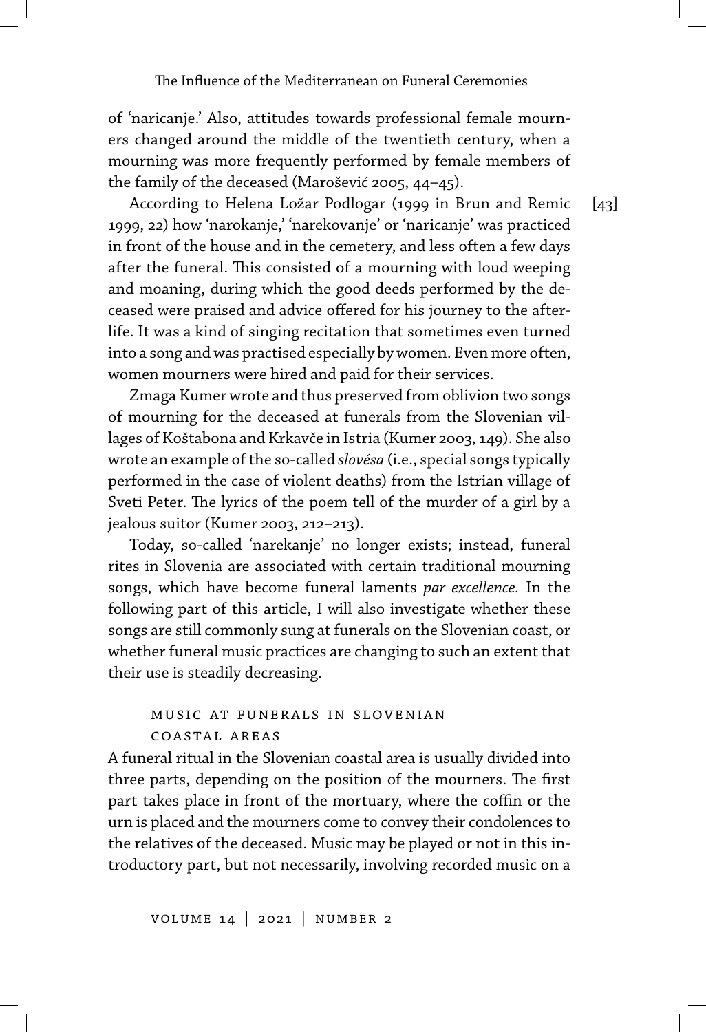of 'naricanje.' Also, attitudes towards professional female mourners changed around the middle of the twentieth century, when a mourning was more frequently performed by female members of the family of the deceased (Marošević 2005, 44–45).

According to Helena Ložar Podlogar (1999 in Brun and Remic 1999, 22) how 'narokanje,' 'narekovanje' or 'naricanje' was practiced in front of the house and in the cemetery, and less often a few days after the funeral. This consisted of a mourning with loud weeping and moaning, during which the good deeds performed by the deceased were praised and advice offered for his journey to the afterlife. It was a kind of singing recitation that sometimes even turned into a song and was practised especially by women. Even more often, women mourners were hired and paid for their services.

Zmaga Kumer wrote and thus preserved from oblivion two songs of mourning for the deceased at funerals from the Slovenian villages of Koštabona and Krkavče in Istria (Kumer 2003, 149). She also wrote an example of the so-called *slovésa* (i.e., special songs typically performed in the case of violent deaths) from the Istrian village of Sveti Peter. The lyrics of the poem tell of the murder of a girl by a jealous suitor (Kumer 2003, 212–213).

Today, so-called 'narekanje' no longer exists; instead, funeral rites in Slovenia are associated with certain traditional mourning songs, which have become funeral laments *par excellence*. In the following part of this article, I will also investigate whether these songs are still commonly sung at funerals on the Slovenian coast, or whether funeral music practices are changing to such an extent that their use is steadily decreasing.

## Music at Funerals in Slovenian Coastal Areas

A funeral ritual in the Slovenian coastal area is usually divided into three parts, depending on the position of the mourners. The first part takes place in front of the mortuary, where the coffin or the urn is placed and the mourners come to convey their condolences to the relatives of the deceased. Music may be played or not in this introductory part, but not necessarily, involving recorded music on a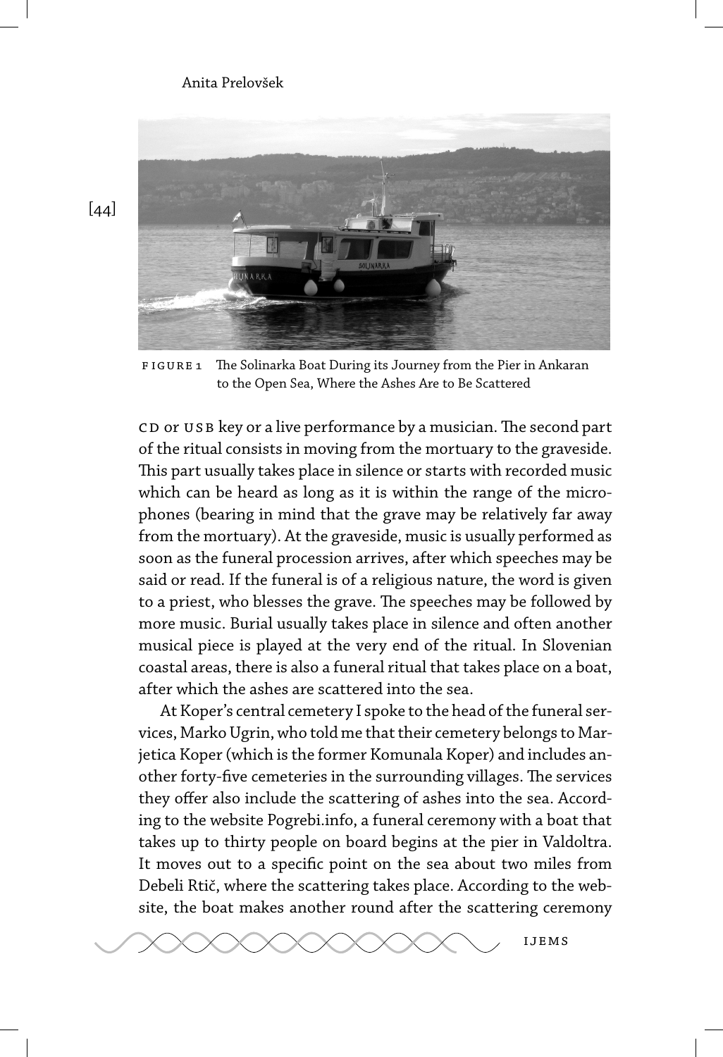FIGURE 1 The Solinarka Boat During its Journey from the Pier in Ankaran to the Open Sea, Where the Ashes Are to Be Scattered

CD or USB key or a live performance by a musician. The second part of the ritual consists in moving from the mortuary to the graveside. This part usually takes place in silence or starts with recorded music which can be heard as long as it is within the range of the microphones (bearing in mind that the grave may be relatively far away from the mortuary). At the graveside, music is usually performed as soon as the funeral procession arrives, after which speeches may be said or read. If the funeral is of a religious nature, the word is given to a priest, who blesses the grave. The speeches may be followed by more music. Burial usually takes place in silence and often another musical piece is played at the very end of the ritual. In Slovenian coastal areas, there is also a funeral ritual that takes place on a boat, after which the ashes are scattered into the sea.

At Koper's central cemetery I spoke to the head of the funeral services, Marko Ugrin, who told me that their cemetery belongs to Marjetica Koper (which is the former Komunala Koper) and includes another forty-five cemeteries in the surrounding villages. The services they offer also include the scattering of ashes into the sea. According to the website Pogrebi.info, a funeral ceremony with a boat that takes up to thirty people on board begins at the pier in Valdoltra. It moves out to a specific point on the sea about two miles from Debeli Rtič, where the scattering takes place. According to the website, the boat makes another round after the scattering ceremony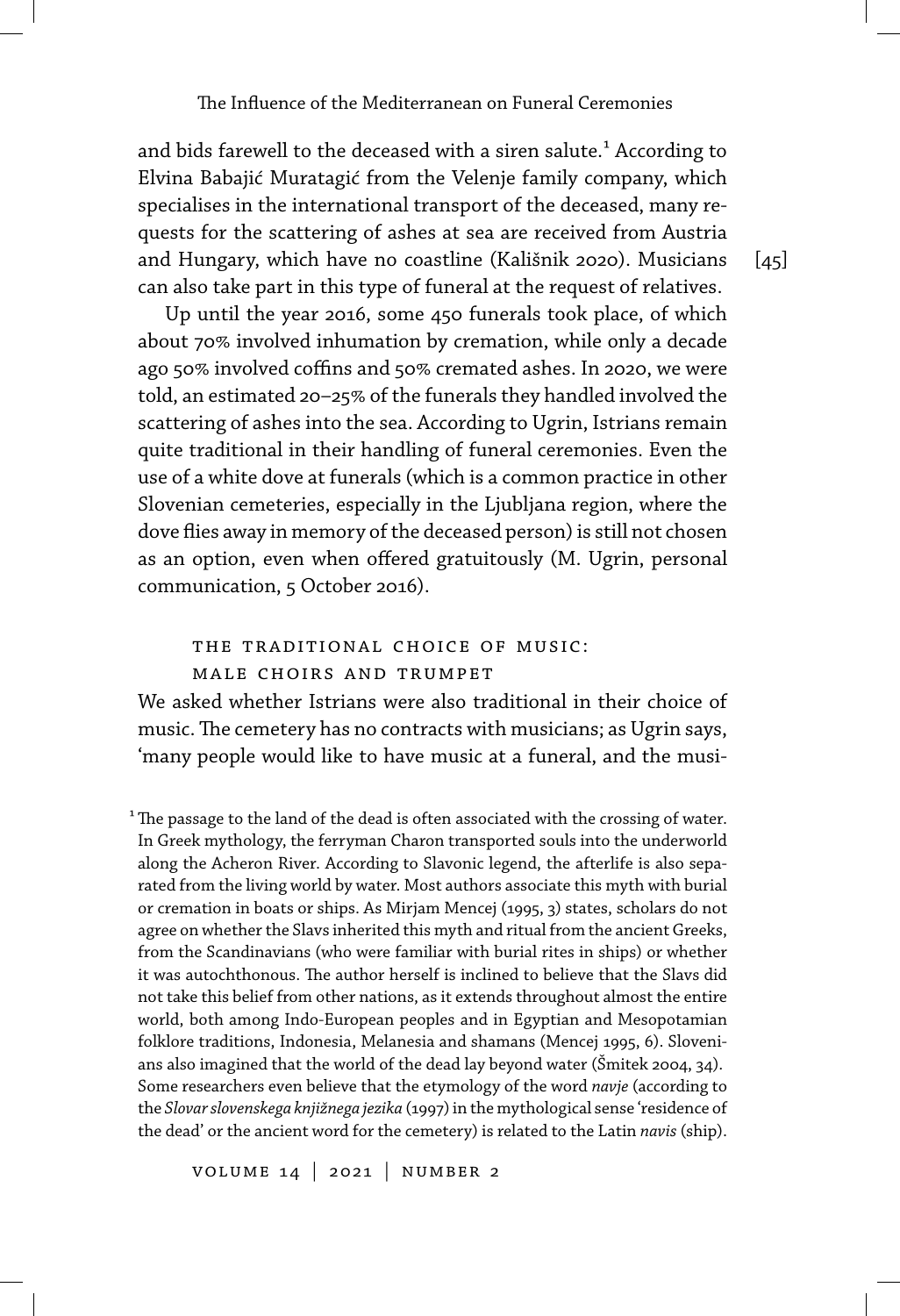and bids farewell to the deceased with a siren salute.[1] According to Elvina Babajić Muratagić from the Velenje family company, which specialises in the international transport of the deceased, many requests for the scattering of ashes at sea are received from Austria and Hungary, which have no coastline (Kališnik 2020). Musicians can also take part in this type of funeral at the request of relatives.

Up until the year 2016, some 450 funerals took place, of which about 70% involved inhumation by cremation, while only a decade ago 50% involved coffins and 50% cremated ashes. In 2020, we were told, an estimated 20–25% of the funerals they handled involved the scattering of ashes into the sea. According to Ugrin, Istrians remain quite traditional in their handling of funeral ceremonies. Even the use of a white dove at funerals (which is a common practice in other Slovenian cemeteries, especially in the Ljubljana region, where the dove flies away in memory of the deceased person) is still not chosen as an option, even when offered gratuitously (M. Ugrin, personal communication, 5 October 2016).

## The Traditional Choice of Music: Male Choirs and Trumpet

We asked whether Istrians were also traditional in their choice of music. The cemetery has no contracts with musicians; as Ugrin says, 'many people would like to have music at a funeral, and the musi-

[1] The passage to the land of the dead is often associated with the crossing of water. In Greek mythology, the ferryman Charon transported souls into the underworld along the Acheron River. According to Slavonic legend, the afterlife is also separated from the living world by water. Most authors associate this myth with burial or cremation in boats or ships. As Mirjam Mencej (1995, 3) states, scholars do not agree on whether the Slavs inherited this myth and ritual from the ancient Greeks, from the Scandinavians (who were familiar with burial rites in ships) or whether it was autochthonous. The author herself is inclined to believe that the Slavs did not take this belief from other nations, as it extends throughout almost the entire world, both among Indo-European peoples and in Egyptian and Mesopotamian folklore traditions, Indonesia, Melanesia and shamans (Mencej 1995, 6). Slovenians also imagined that the world of the dead lay beyond water (Šmitek 2004, 34). Some researchers even believe that the etymology of the word *navje* (according to the *Slovar slovenskega knjižnega jezika* (1997) in the mythological sense 'residence of the dead' or the ancient word for the cemetery) is related to the Latin *navis* (ship).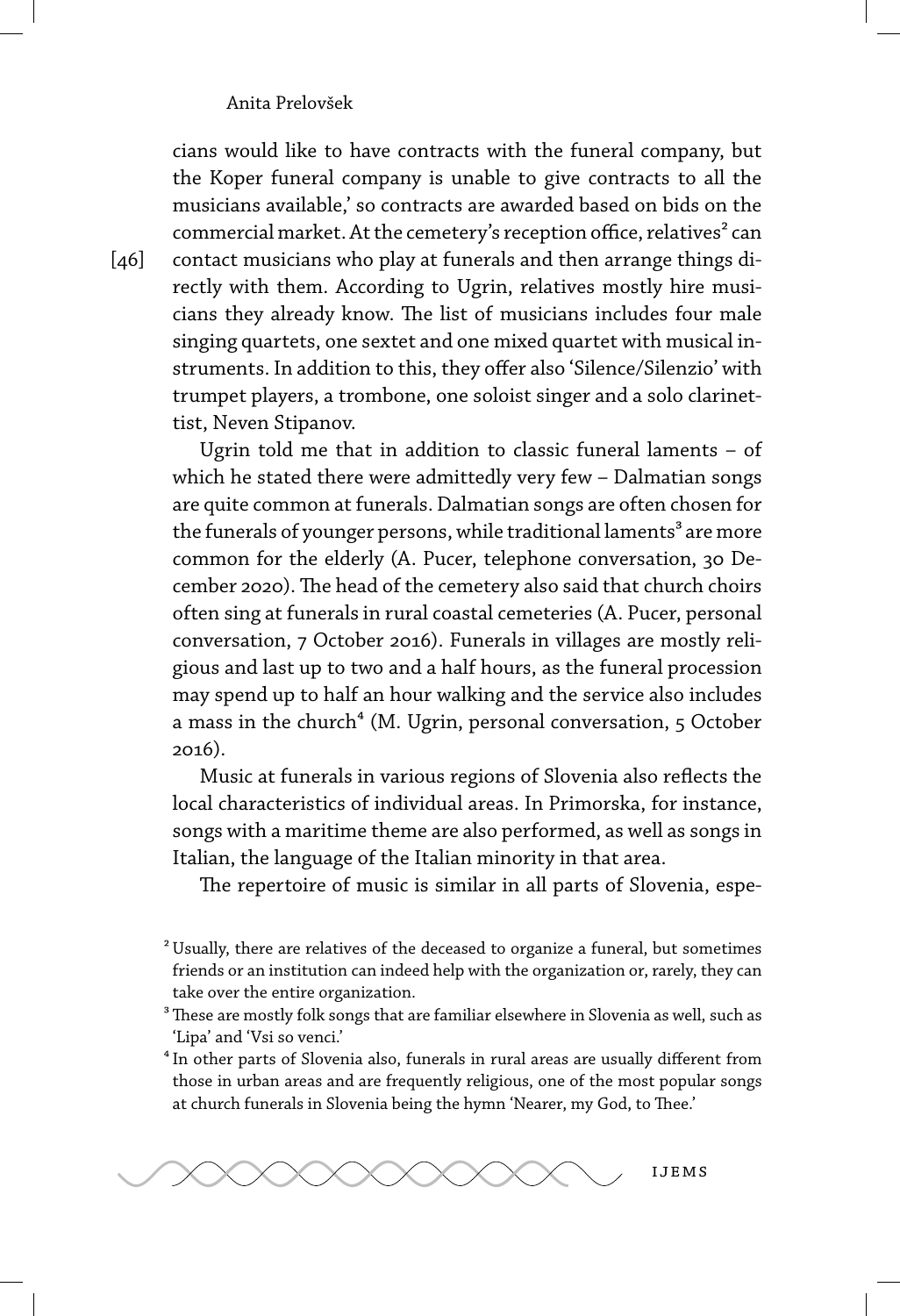cians would like to have contracts with the funeral company, but the Koper funeral company is unable to give contracts to all the musicians available,' so contracts are awarded based on bids on the commercial market. At the cemetery's reception office, relatives[2] can contact musicians who play at funerals and then arrange things directly with them. According to Ugrin, relatives mostly hire musicians they already know. The list of musicians includes four male singing quartets, one sextet and one mixed quartet with musical instruments. In addition to this, they offer also 'Silence/Silenzio' with trumpet players, a trombone, one soloist singer and a solo clarinettist, Neven Stipanov.

Ugrin told me that in addition to classic funeral laments – of which he stated there were admittedly very few – Dalmatian songs are quite common at funerals. Dalmatian songs are often chosen for the funerals of younger persons, while traditional laments[3] are more common for the elderly (A. Pucer, telephone conversation, 30 December 2020). The head of the cemetery also said that church choirs often sing at funerals in rural coastal cemeteries (A. Pucer, personal conversation, 7 October 2016). Funerals in villages are mostly religious and last up to two and a half hours, as the funeral procession may spend up to half an hour walking and the service also includes a mass in the church[4] (M. Ugrin, personal conversation, 5 October 2016).

Music at funerals in various regions of Slovenia also reflects the local characteristics of individual areas. In Primorska, for instance, songs with a maritime theme are also performed, as well as songs in Italian, the language of the Italian minority in that area.

The repertoire of music is similar in all parts of Slovenia, espe-

[2] Usually, there are relatives of the deceased to organize a funeral, but sometimes friends or an institution can indeed help with the organization or, rarely, they can take over the entire organization.

[3] These are mostly folk songs that are familiar elsewhere in Slovenia as well, such as 'Lipa' and 'Vsi so venci.'

[4] In other parts of Slovenia also, funerals in rural areas are usually different from those in urban areas and are frequently religious, one of the most popular songs at church funerals in Slovenia being the hymn 'Nearer, my God, to Thee.'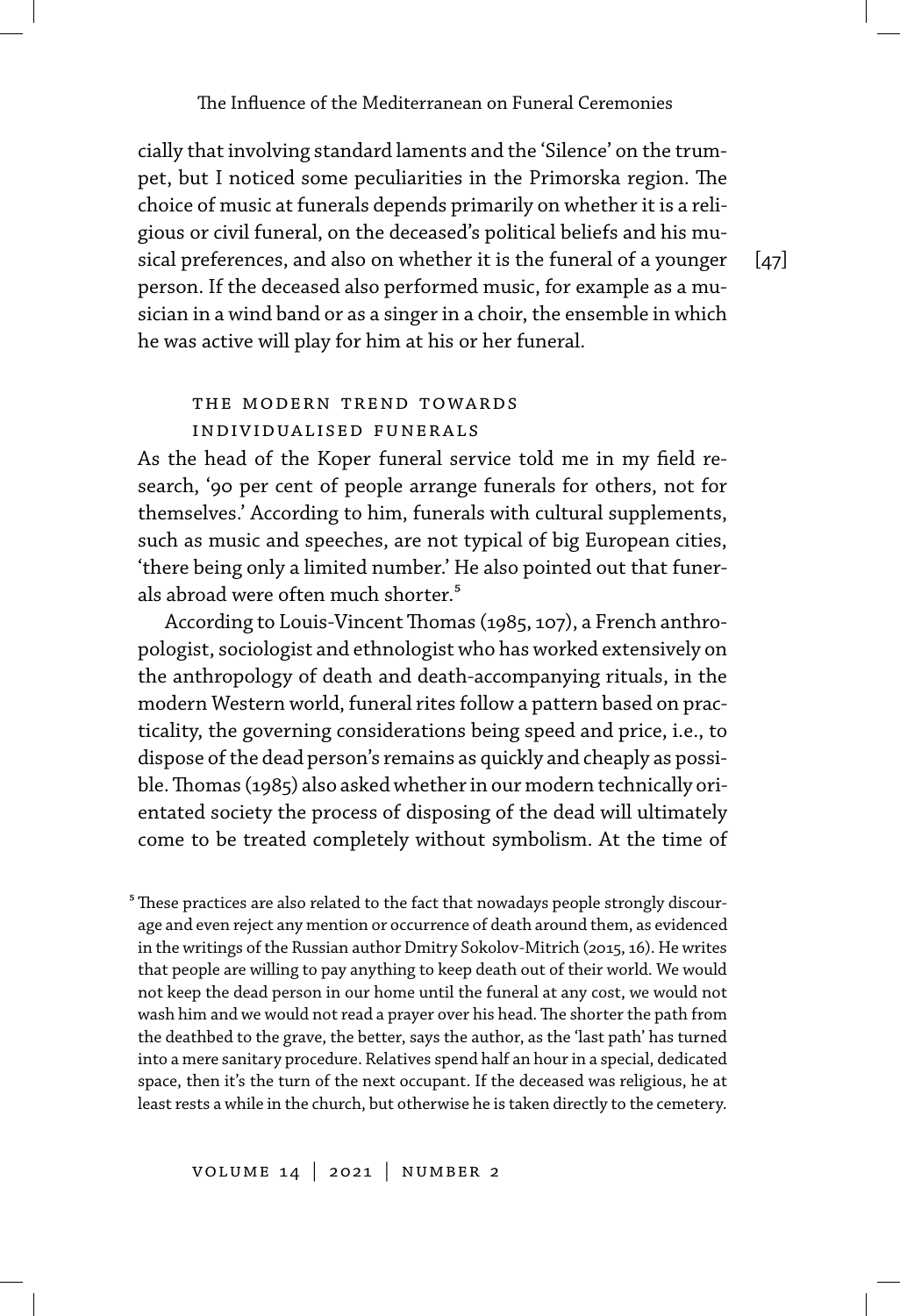cially that involving standard laments and the 'Silence' on the trumpet, but I noticed some peculiarities in the Primorska region. The choice of music at funerals depends primarily on whether it is a religious or civil funeral, on the deceased's political beliefs and his musical preferences, and also on whether it is the funeral of a younger person. If the deceased also performed music, for example as a musician in a wind band or as a singer in a choir, the ensemble in which he was active will play for him at his or her funeral.

## The Modern Trend towards Individualised Funerals

As the head of the Koper funeral service told me in my field research, '90 per cent of people arrange funerals for others, not for themselves.' According to him, funerals with cultural supplements, such as music and speeches, are not typical of big European cities, 'there being only a limited number.' He also pointed out that funerals abroad were often much shorter.[5]

According to Louis-Vincent Thomas (1985, 107), a French anthropologist, sociologist and ethnologist who has worked extensively on the anthropology of death and death-accompanying rituals, in the modern Western world, funeral rites follow a pattern based on practicality, the governing considerations being speed and price, i.e., to dispose of the dead person's remains as quickly and cheaply as possible. Thomas (1985) also asked whether in our modern technically orientated society the process of disposing of the dead will ultimately come to be treated completely without symbolism. At the time of

[5] These practices are also related to the fact that nowadays people strongly discourage and even reject any mention or occurrence of death around them, as evidenced in the writings of the Russian author Dmitry Sokolov-Mitrich (2015, 16). He writes that people are willing to pay anything to keep death out of their world. We would not keep the dead person in our home until the funeral at any cost, we would not wash him and we would not read a prayer over his head. The shorter the path from the deathbed to the grave, the better, says the author, as the 'last path' has turned into a mere sanitary procedure. Relatives spend half an hour in a special, dedicated space, then it's the turn of the next occupant. If the deceased was religious, he at least rests a while in the church, but otherwise he is taken directly to the cemetery.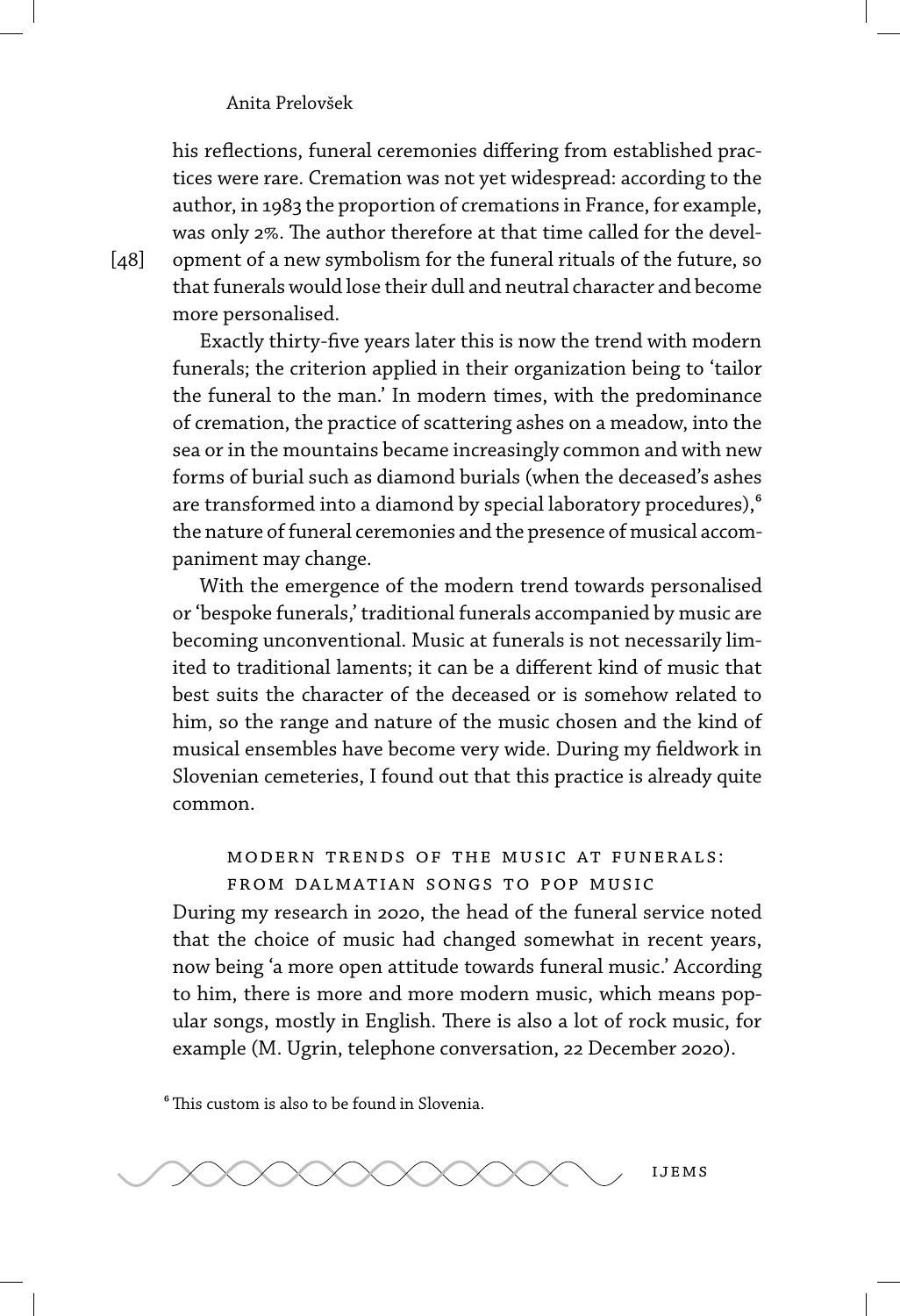his reflections, funeral ceremonies differing from established practices were rare. Cremation was not yet widespread: according to the author, in 1983 the proportion of cremations in France, for example, was only 2%. The author therefore at that time called for the development of a new symbolism for the funeral rituals of the future, so that funerals would lose their dull and neutral character and become more personalised.

Exactly thirty-five years later this is now the trend with modern funerals; the criterion applied in their organization being to 'tailor the funeral to the man.' In modern times, with the predominance of cremation, the practice of scattering ashes on a meadow, into the sea or in the mountains became increasingly common and with new forms of burial such as diamond burials (when the deceased's ashes are transformed into a diamond by special laboratory procedures),[6] the nature of funeral ceremonies and the presence of musical accompaniment may change.

With the emergence of the modern trend towards personalised or 'bespoke funerals,' traditional funerals accompanied by music are becoming unconventional. Music at funerals is not necessarily limited to traditional laments; it can be a different kind of music that best suits the character of the deceased or is somehow related to him, so the range and nature of the music chosen and the kind of musical ensembles have become very wide. During my fieldwork in Slovenian cemeteries, I found out that this practice is already quite common.

## Modern Trends of the Music at Funerals: From Dalmatian Songs to Pop Music

During my research in 2020, the head of the funeral service noted that the choice of music had changed somewhat in recent years, now being 'a more open attitude towards funeral music.' According to him, there is more and more modern music, which means popular songs, mostly in English. There is also a lot of rock music, for example (M. Ugrin, telephone conversation, 22 December 2020).

[6] This custom is also to be found in Slovenia.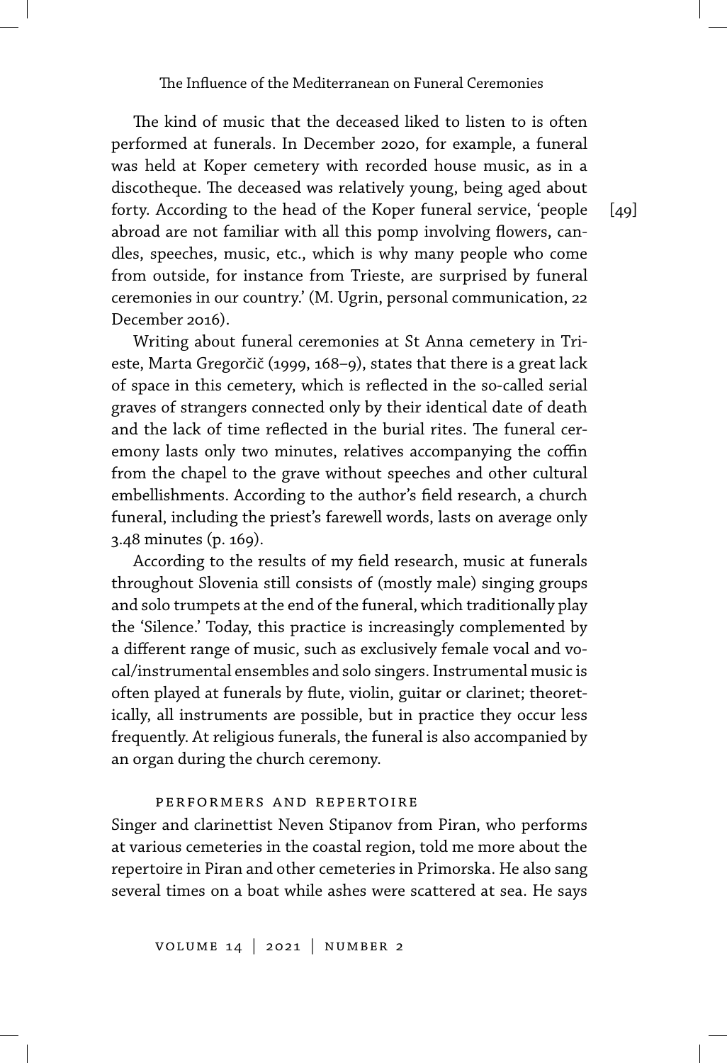The kind of music that the deceased liked to listen to is often performed at funerals. In December 2020, for example, a funeral was held at Koper cemetery with recorded house music, as in a discotheque. The deceased was relatively young, being aged about forty. According to the head of the Koper funeral service, 'people abroad are not familiar with all this pomp involving flowers, candles, speeches, music, etc., which is why many people who come from outside, for instance from Trieste, are surprised by funeral ceremonies in our country.' (M. Ugrin, personal communication, 22 December 2016).

Writing about funeral ceremonies at St Anna cemetery in Trieste, Marta Gregorčič (1999, 168–9), states that there is a great lack of space in this cemetery, which is reflected in the so-called serial graves of strangers connected only by their identical date of death and the lack of time reflected in the burial rites. The funeral ceremony lasts only two minutes, relatives accompanying the coffin from the chapel to the grave without speeches and other cultural embellishments. According to the author's field research, a church funeral, including the priest's farewell words, lasts on average only 3.48 minutes (p. 169).

According to the results of my field research, music at funerals throughout Slovenia still consists of (mostly male) singing groups and solo trumpets at the end of the funeral, which traditionally play the 'Silence.' Today, this practice is increasingly complemented by a different range of music, such as exclusively female vocal and vocal/instrumental ensembles and solo singers. Instrumental music is often played at funerals by flute, violin, guitar or clarinet; theoretically, all instruments are possible, but in practice they occur less frequently. At religious funerals, the funeral is also accompanied by an organ during the church ceremony.

## Performers and Repertoire

Singer and clarinettist Neven Stipanov from Piran, who performs at various cemeteries in the coastal region, told me more about the repertoire in Piran and other cemeteries in Primorska. He also sang several times on a boat while ashes were scattered at sea. He says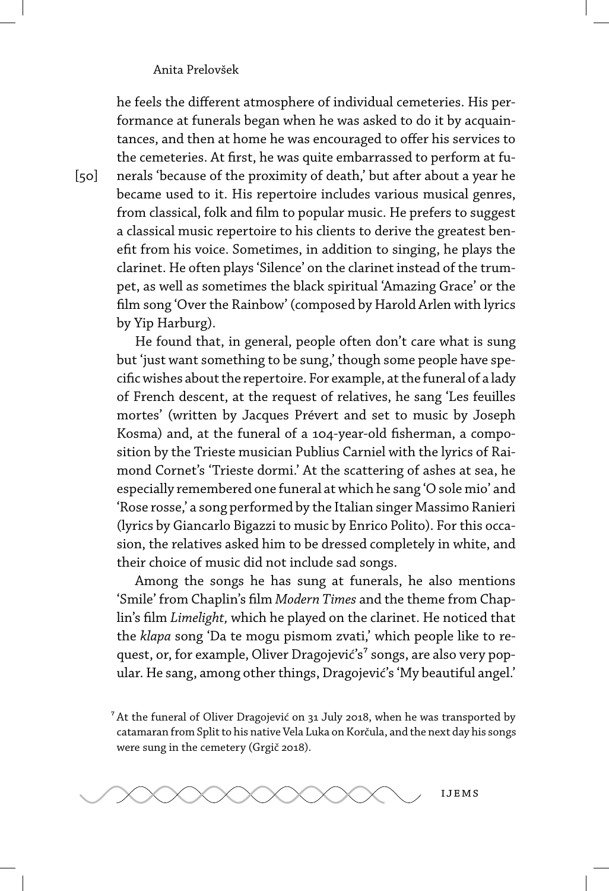he feels the different atmosphere of individual cemeteries. His performance at funerals began when he was asked to do it by acquaintances, and then at home he was encouraged to offer his services to the cemeteries. At first, he was quite embarrassed to perform at funerals 'because of the proximity of death,' but after about a year he became used to it. His repertoire includes various musical genres, from classical, folk and film to popular music. He prefers to suggest a classical music repertoire to his clients to derive the greatest benefit from his voice. Sometimes, in addition to singing, he plays the clarinet. He often plays 'Silence' on the clarinet instead of the trumpet, as well as sometimes the black spiritual 'Amazing Grace' or the film song 'Over the Rainbow' (composed by Harold Arlen with lyrics by Yip Harburg).

He found that, in general, people often don't care what is sung but 'just want something to be sung,' though some people have specific wishes about the repertoire. For example, at the funeral of a lady of French descent, at the request of relatives, he sang 'Les feuilles mortes' (written by Jacques Prévert and set to music by Joseph Kosma) and, at the funeral of a 104-year-old fisherman, a composition by the Trieste musician Publius Carniel with the lyrics of Raimond Cornet's 'Trieste dormi.' At the scattering of ashes at sea, he especially remembered one funeral at which he sang 'O sole mio' and 'Rose rosse,' a song performed by the Italian singer Massimo Ranieri (lyrics by Giancarlo Bigazzi to music by Enrico Polito). For this occasion, the relatives asked him to be dressed completely in white, and their choice of music did not include sad songs.

Among the songs he has sung at funerals, he also mentions 'Smile' from Chaplin's film *Modern Times* and the theme from Chaplin's film *Limelight,* which he played on the clarinet. He noticed that the *klapa* song 'Da te mogu pismom zvati,' which people like to request, or, for example, Oliver Dragojević's[7] songs, are also very popular. He sang, among other things, Dragojević's 'My beautiful angel.'

[7] At the funeral of Oliver Dragojević on 31 July 2018, when he was transported by catamaran from Split to his native Vela Luka on Korčula, and the next day his songs were sung in the cemetery (Grgič 2018).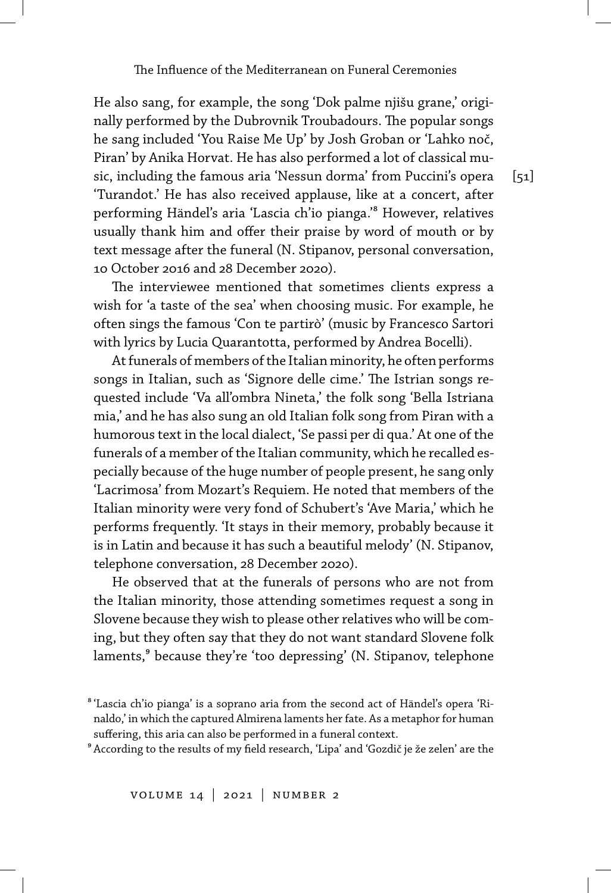He also sang, for example, the song 'Dok palme njišu grane,' originally performed by the Dubrovnik Troubadours. The popular songs he sang included 'You Raise Me Up' by Josh Groban or 'Lahko noč, Piran' by Anika Horvat. He has also performed a lot of classical music, including the famous aria 'Nessun dorma' from Puccini's opera 'Turandot.' He has also received applause, like at a concert, after performing Händel's aria 'Lascia ch'io pianga.'[8] However, relatives usually thank him and offer their praise by word of mouth or by text message after the funeral (N. Stipanov, personal conversation, 10 October 2016 and 28 December 2020).

The interviewee mentioned that sometimes clients express a wish for 'a taste of the sea' when choosing music. For example, he often sings the famous 'Con te partirò' (music by Francesco Sartori with lyrics by Lucia Quarantotta, performed by Andrea Bocelli).

At funerals of members of the Italian minority, he often performs songs in Italian, such as 'Signore delle cime.' The Istrian songs requested include 'Va all'ombra Nineta,' the folk song 'Bella Istriana mia,' and he has also sung an old Italian folk song from Piran with a humorous text in the local dialect, 'Se passi per di qua.' At one of the funerals of a member of the Italian community, which he recalled especially because of the huge number of people present, he sang only 'Lacrimosa' from Mozart's Requiem. He noted that members of the Italian minority were very fond of Schubert's 'Ave Maria,' which he performs frequently. 'It stays in their memory, probably because it is in Latin and because it has such a beautiful melody' (N. Stipanov, telephone conversation, 28 December 2020).

He observed that at the funerals of persons who are not from the Italian minority, those attending sometimes request a song in Slovene because they wish to please other relatives who will be coming, but they often say that they do not want standard Slovene folk laments,[9] because they're 'too depressing' (N. Stipanov, telephone

[8] 'Lascia ch'io pianga' is a soprano aria from the second act of Händel's opera 'Rinaldo,' in which the captured Almirena laments her fate. As a metaphor for human suffering, this aria can also be performed in a funeral context.

[9] According to the results of my field research, 'Lipa' and 'Gozdič je že zelen' are the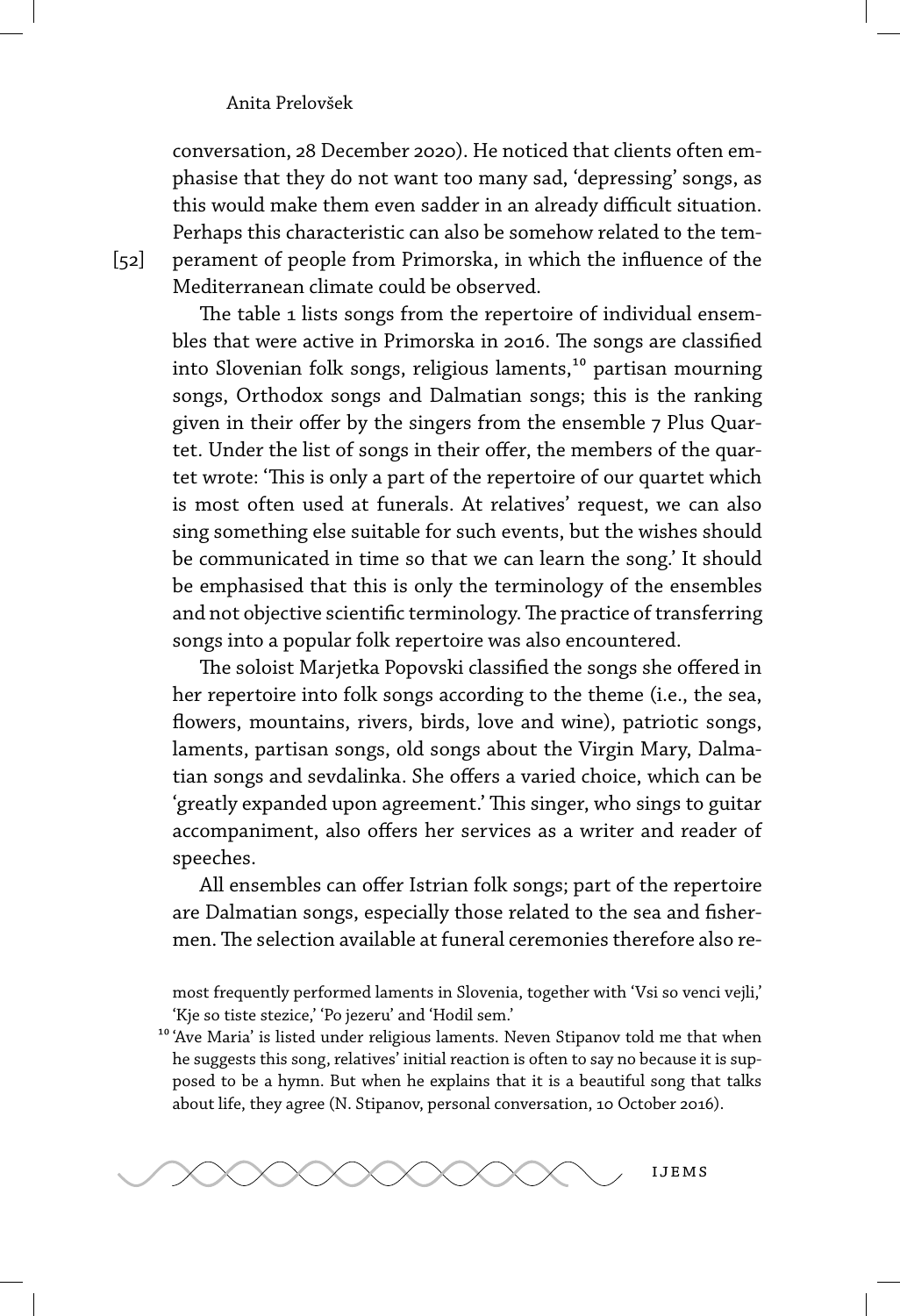conversation, 28 December 2020). He noticed that clients often emphasise that they do not want too many sad, 'depressing' songs, as this would make them even sadder in an already difficult situation. Perhaps this characteristic can also be somehow related to the temperament of people from Primorska, in which the influence of the Mediterranean climate could be observed.

The table 1 lists songs from the repertoire of individual ensembles that were active in Primorska in 2016. The songs are classified into Slovenian folk songs, religious laments,[10] partisan mourning songs, Orthodox songs and Dalmatian songs; this is the ranking given in their offer by the singers from the ensemble 7 Plus Quartet. Under the list of songs in their offer, the members of the quartet wrote: 'This is only a part of the repertoire of our quartet which is most often used at funerals. At relatives' request, we can also sing something else suitable for such events, but the wishes should be communicated in time so that we can learn the song.' It should be emphasised that this is only the terminology of the ensembles and not objective scientific terminology. The practice of transferring songs into a popular folk repertoire was also encountered.

The soloist Marjetka Popovski classified the songs she offered in her repertoire into folk songs according to the theme (i.e., the sea, flowers, mountains, rivers, birds, love and wine), patriotic songs, laments, partisan songs, old songs about the Virgin Mary, Dalmatian songs and sevdalinka. She offers a varied choice, which can be 'greatly expanded upon agreement.' This singer, who sings to guitar accompaniment, also offers her services as a writer and reader of speeches.

All ensembles can offer Istrian folk songs; part of the repertoire are Dalmatian songs, especially those related to the sea and fishermen. The selection available at funeral ceremonies therefore also re-

most frequently performed laments in Slovenia, together with 'Vsi so venci vejli,' 'Kje so tiste stezice,' 'Po jezeru' and 'Hodil sem.'

[10] 'Ave Maria' is listed under religious laments. Neven Stipanov told me that when he suggests this song, relatives' initial reaction is often to say no because it is supposed to be a hymn. But when he explains that it is a beautiful song that talks about life, they agree (N. Stipanov, personal conversation, 10 October 2016).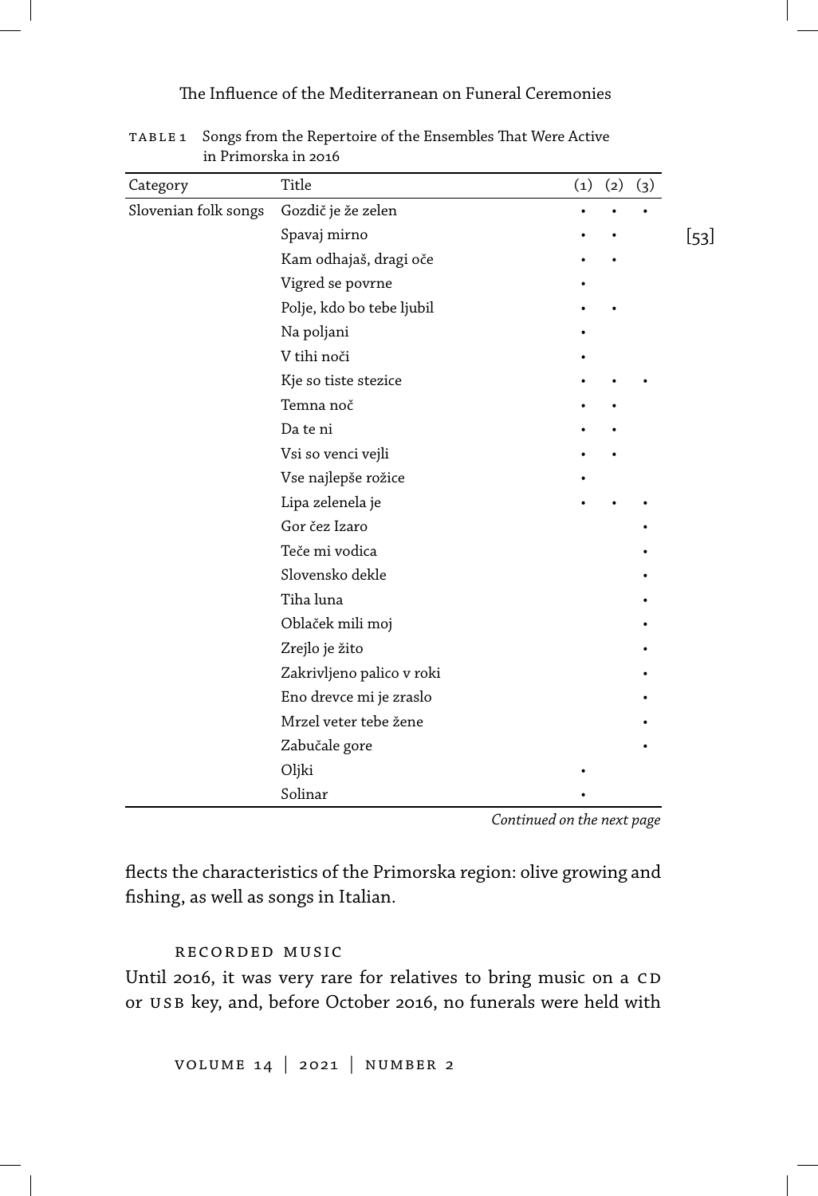TABLE 1 Songs from the Repertoire of the Ensembles That Were Active in Primorska in 2016

| Category | Title | (1) | (2) | (3) |
|---|---|---|---|---|
| Slovenian folk songs | Gozdič je že zelen | • | • | • |
| | Spavaj mirno | • | • | |
| | Kam odhajaš, dragi oče | • | • | |
| | Vigred se povrne | • | | |
| | Polje, kdo bo tebe ljubil | • | • | |
| | Na poljani | • | | |
| | V tihi noči | • | | |
| | Kje so tiste stezice | • | • | • |
| | Temna noč | • | • | |
| | Da te ni | • | • | |
| | Vsi so venci vejli | • | • | |
| | Vse najlepše rožice | • | | |
| | Lipa zelenela je | • | • | • |
| | Gor čez Izaro | | | • |
| | Teče mi vodica | | | • |
| | Slovensko dekle | | | • |
| | Tiha luna | | | • |
| | Oblaček mili moj | | | • |
| | Zrejlo je žito | | | • |
| | Zakrivljeno palico v roki | | | • |
| | Eno drevce mi je zraslo | | | • |
| | Mrzel veter tebe žene | | | • |
| | Zabučale gore | | | • |
| | Oljki | • | | |
| | Solinar | • | | |

*Continued on the next page*

flects the characteristics of the Primorska region: olive growing and fishing, as well as songs in Italian.

### RECORDED MUSIC

Until 2016, it was very rare for relatives to bring music on a CD or USB key, and, before October 2016, no funerals were held with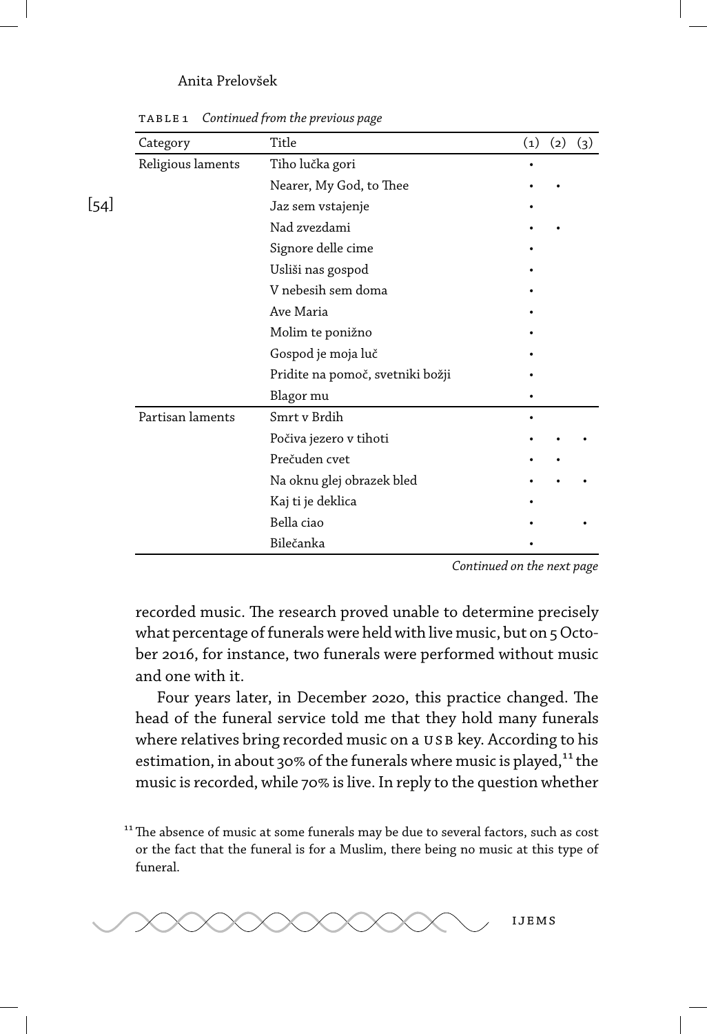TABLE 1 *Continued from the previous page*

| Category | Title | (1) | (2) | (3) |
|---|---|---|---|---|
| Religious laments | Tiho lučka gori | • | | |
| | Nearer, My God, to Thee | • | • | |
| | Jaz sem vstajenje | • | | |
| | Nad zvezdami | • | • | |
| | Signore delle cime | • | | |
| | Usliši nas gospod | • | | |
| | V nebesih sem doma | • | | |
| | Ave Maria | • | | |
| | Molim te ponižno | • | | |
| | Gospod je moja luč | • | | |
| | Pridite na pomoč, svetniki božji | • | | |
| | Blagor mu | • | | |
| Partisan laments | Smrt v Brdih | • | | |
| | Počiva jezero v tihoti | • | • | • |
| | Prečuden cvet | • | • | |
| | Na oknu glej obrazek bled | • | • | • |
| | Kaj ti je deklica | • | | |
| | Bella ciao | • | | • |
| | Bilečanka | • | | |

*Continued on the next page*

recorded music. The research proved unable to determine precisely what percentage of funerals were held with live music, but on 5 October 2016, for instance, two funerals were performed without music and one with it.

Four years later, in December 2020, this practice changed. The head of the funeral service told me that they hold many funerals where relatives bring recorded music on a USB key. According to his estimation, in about 30% of the funerals where music is played,[11] the music is recorded, while 70% is live. In reply to the question whether

[11] The absence of music at some funerals may be due to several factors, such as cost or the fact that the funeral is for a Muslim, there being no music at this type of funeral.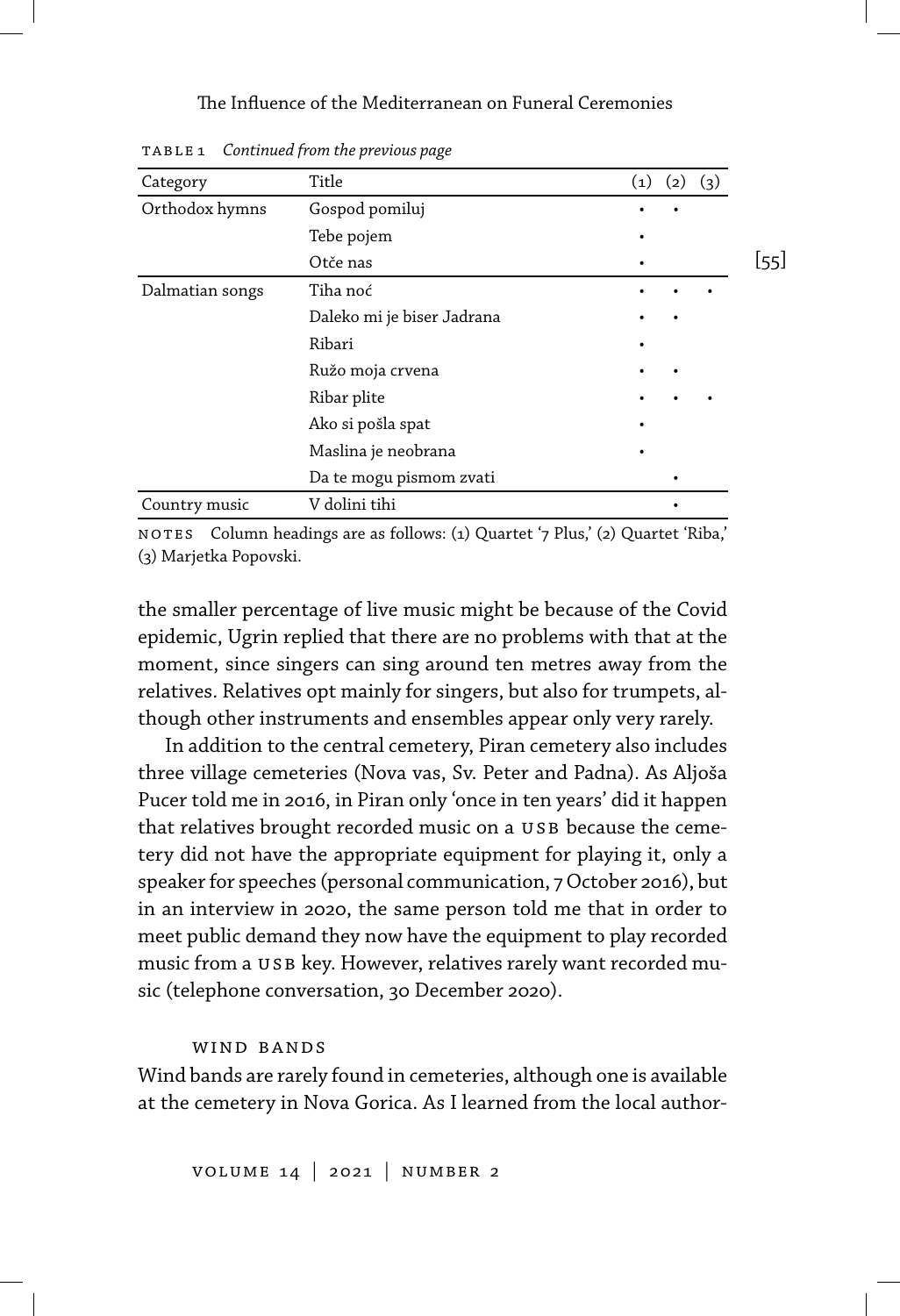TABLE 1 *Continued from the previous page*

| Category | Title | (1) | (2) | (3) |
|---|---|---|---|---|
| Orthodox hymns | Gospod pomiluj | • | • | |
| | Tebe pojem | • | | |
| | Otče nas | • | | |
| Dalmatian songs | Tiha noć | • | • | • |
| | Daleko mi je biser Jadrana | • | • | |
| | Ribari | • | | |
| | Ružo moja crvena | • | • | |
| | Ribar plite | • | • | • |
| | Ako si pošla spat | • | | |
| | Maslina je neobrana | • | | |
| | Da te mogu pismom zvati | | • | |
| Country music | V dolini tihi | | • | |

NOTES Column headings are as follows: (1) Quartet '7 Plus,' (2) Quartet 'Riba,' (3) Marjetka Popovski.

the smaller percentage of live music might be because of the Covid epidemic, Ugrin replied that there are no problems with that at the moment, since singers can sing around ten metres away from the relatives. Relatives opt mainly for singers, but also for trumpets, although other instruments and ensembles appear only very rarely.

In addition to the central cemetery, Piran cemetery also includes three village cemeteries (Nova vas, Sv. Peter and Padna). As Aljoša Pucer told me in 2016, in Piran only 'once in ten years' did it happen that relatives brought recorded music on a USB because the cemetery did not have the appropriate equipment for playing it, only a speaker for speeches (personal communication, 7 October 2016), but in an interview in 2020, the same person told me that in order to meet public demand they now have the equipment to play recorded music from a USB key. However, relatives rarely want recorded music (telephone conversation, 30 December 2020).

### Wind Bands

Wind bands are rarely found in cemeteries, although one is available at the cemetery in Nova Gorica. As I learned from the local author-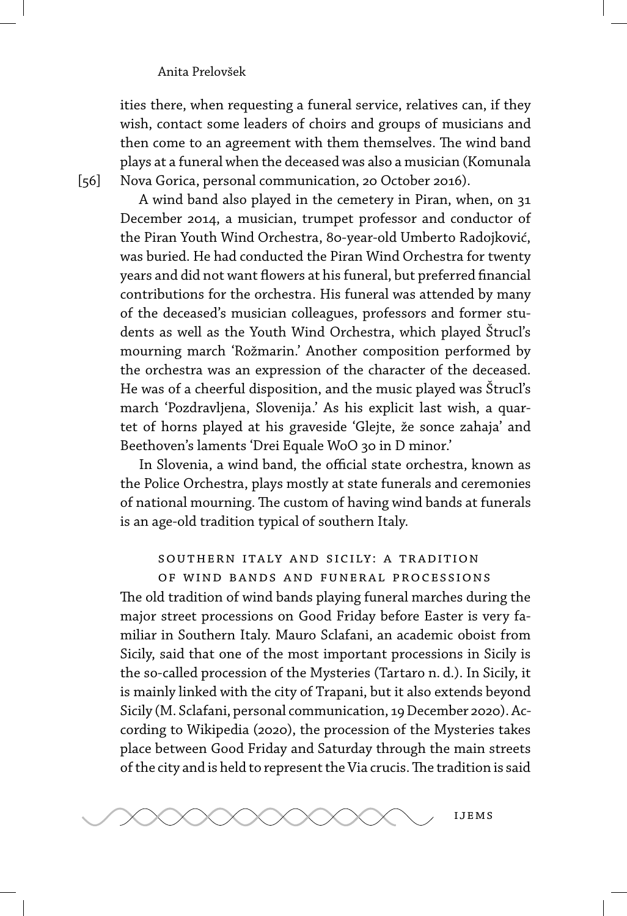ities there, when requesting a funeral service, relatives can, if they wish, contact some leaders of choirs and groups of musicians and then come to an agreement with them themselves. The wind band plays at a funeral when the deceased was also a musician (Komunala Nova Gorica, personal communication, 20 October 2016).

A wind band also played in the cemetery in Piran, when, on 31 December 2014, a musician, trumpet professor and conductor of the Piran Youth Wind Orchestra, 80-year-old Umberto Radojković, was buried. He had conducted the Piran Wind Orchestra for twenty years and did not want flowers at his funeral, but preferred financial contributions for the orchestra. His funeral was attended by many of the deceased's musician colleagues, professors and former students as well as the Youth Wind Orchestra, which played Štrucl's mourning march 'Rožmarin.' Another composition performed by the orchestra was an expression of the character of the deceased. He was of a cheerful disposition, and the music played was Štrucl's march 'Pozdravljena, Slovenija.' As his explicit last wish, a quartet of horns played at his graveside 'Glejte, že sonce zahaja' and Beethoven's laments 'Drei Equale WoO 30 in D minor.'

In Slovenia, a wind band, the official state orchestra, known as the Police Orchestra, plays mostly at state funerals and ceremonies of national mourning. The custom of having wind bands at funerals is an age-old tradition typical of southern Italy.

## Southern Italy and Sicily: A Tradition of Wind Bands and Funeral Processions

The old tradition of wind bands playing funeral marches during the major street processions on Good Friday before Easter is very familiar in Southern Italy. Mauro Sclafani, an academic oboist from Sicily, said that one of the most important processions in Sicily is the so-called procession of the Mysteries (Tartaro n. d.). In Sicily, it is mainly linked with the city of Trapani, but it also extends beyond Sicily (M. Sclafani, personal communication, 19 December 2020). According to Wikipedia (2020), the procession of the Mysteries takes place between Good Friday and Saturday through the main streets of the city and is held to represent the Via crucis. The tradition is said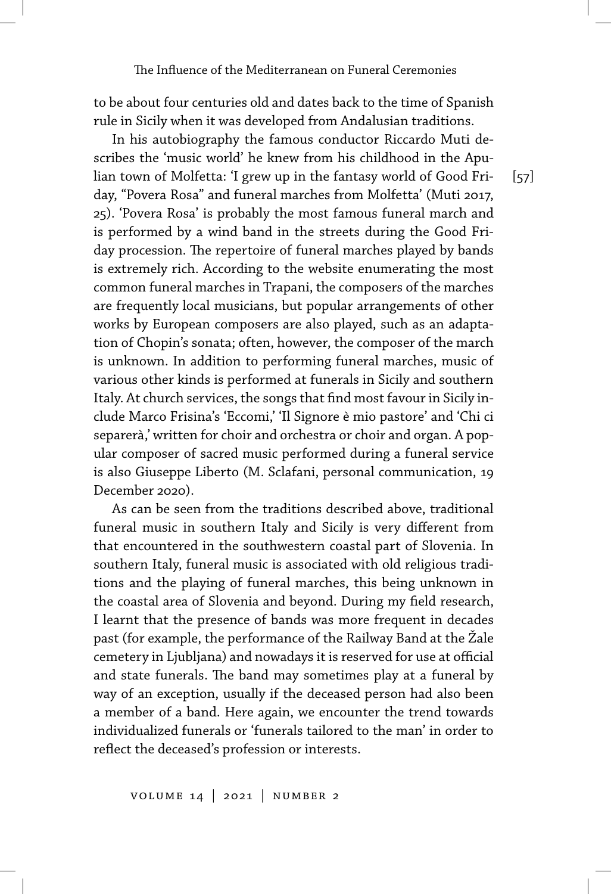to be about four centuries old and dates back to the time of Spanish rule in Sicily when it was developed from Andalusian traditions.

In his autobiography the famous conductor Riccardo Muti describes the 'music world' he knew from his childhood in the Apulian town of Molfetta: 'I grew up in the fantasy world of Good Friday, "Povera Rosa" and funeral marches from Molfetta' (Muti 2017, 25). 'Povera Rosa' is probably the most famous funeral march and is performed by a wind band in the streets during the Good Friday procession. The repertoire of funeral marches played by bands is extremely rich. According to the website enumerating the most common funeral marches in Trapani, the composers of the marches are frequently local musicians, but popular arrangements of other works by European composers are also played, such as an adaptation of Chopin's sonata; often, however, the composer of the march is unknown. In addition to performing funeral marches, music of various other kinds is performed at funerals in Sicily and southern Italy. At church services, the songs that find most favour in Sicily include Marco Frisina's 'Eccomi,' 'Il Signore è mio pastore' and 'Chi ci separerà,' written for choir and orchestra or choir and organ. A popular composer of sacred music performed during a funeral service is also Giuseppe Liberto (M. Sclafani, personal communication, 19 December 2020).

As can be seen from the traditions described above, traditional funeral music in southern Italy and Sicily is very different from that encountered in the southwestern coastal part of Slovenia. In southern Italy, funeral music is associated with old religious traditions and the playing of funeral marches, this being unknown in the coastal area of Slovenia and beyond. During my field research, I learnt that the presence of bands was more frequent in decades past (for example, the performance of the Railway Band at the Žale cemetery in Ljubljana) and nowadays it is reserved for use at official and state funerals. The band may sometimes play at a funeral by way of an exception, usually if the deceased person had also been a member of a band. Here again, we encounter the trend towards individualized funerals or 'funerals tailored to the man' in order to reflect the deceased's profession or interests.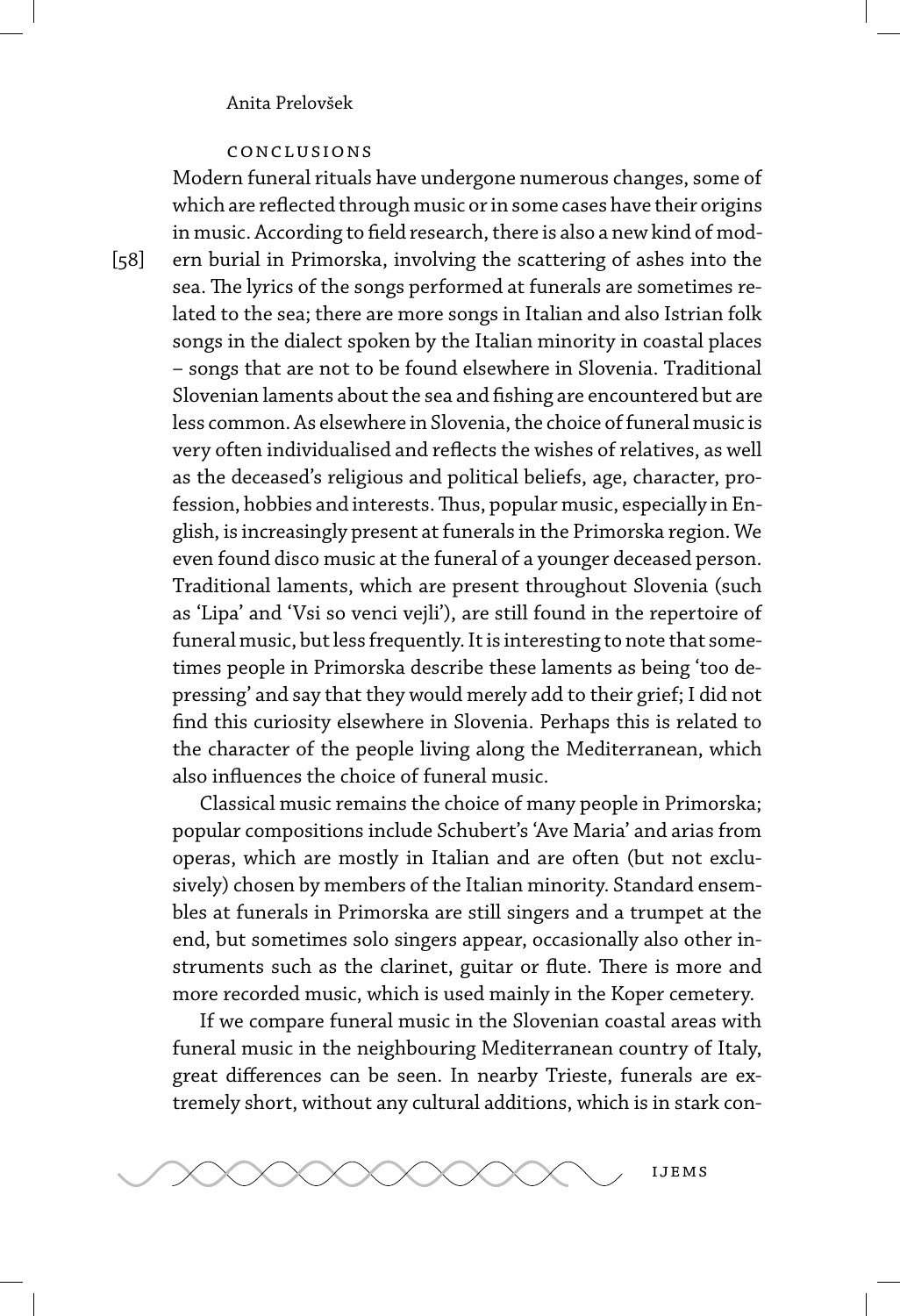## Conclusions

Modern funeral rituals have undergone numerous changes, some of which are reflected through music or in some cases have their origins in music. According to field research, there is also a new kind of modern burial in Primorska, involving the scattering of ashes into the sea. The lyrics of the songs performed at funerals are sometimes related to the sea; there are more songs in Italian and also Istrian folk songs in the dialect spoken by the Italian minority in coastal places – songs that are not to be found elsewhere in Slovenia. Traditional Slovenian laments about the sea and fishing are encountered but are less common. As elsewhere in Slovenia, the choice of funeral music is very often individualised and reflects the wishes of relatives, as well as the deceased's religious and political beliefs, age, character, profession, hobbies and interests. Thus, popular music, especially in English, is increasingly present at funerals in the Primorska region. We even found disco music at the funeral of a younger deceased person. Traditional laments, which are present throughout Slovenia (such as 'Lipa' and 'Vsi so venci vejli'), are still found in the repertoire of funeral music, but less frequently. It is interesting to note that sometimes people in Primorska describe these laments as being 'too depressing' and say that they would merely add to their grief; I did not find this curiosity elsewhere in Slovenia. Perhaps this is related to the character of the people living along the Mediterranean, which also influences the choice of funeral music.

Classical music remains the choice of many people in Primorska; popular compositions include Schubert's 'Ave Maria' and arias from operas, which are mostly in Italian and are often (but not exclusively) chosen by members of the Italian minority. Standard ensembles at funerals in Primorska are still singers and a trumpet at the end, but sometimes solo singers appear, occasionally also other instruments such as the clarinet, guitar or flute. There is more and more recorded music, which is used mainly in the Koper cemetery.

If we compare funeral music in the Slovenian coastal areas with funeral music in the neighbouring Mediterranean country of Italy, great differences can be seen. In nearby Trieste, funerals are extremely short, without any cultural additions, which is in stark con-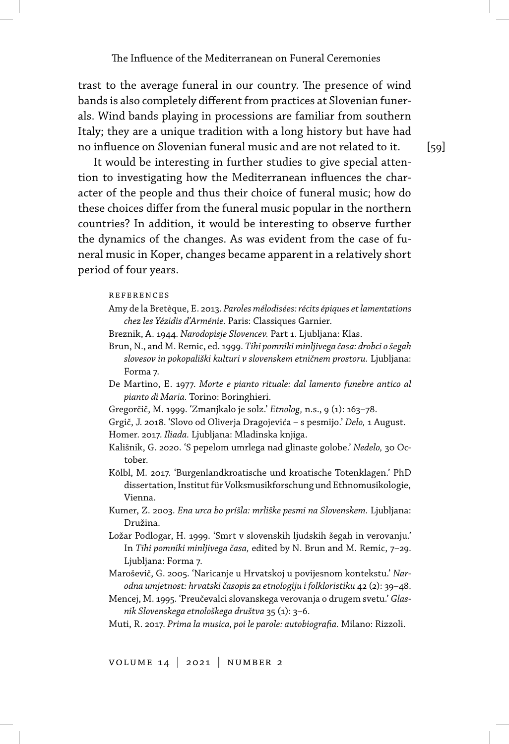trast to the average funeral in our country. The presence of wind bands is also completely different from practices at Slovenian funerals. Wind bands playing in processions are familiar from southern Italy; they are a unique tradition with a long history but have had no influence on Slovenian funeral music and are not related to it.

It would be interesting in further studies to give special attention to investigating how the Mediterranean influences the character of the people and thus their choice of funeral music; how do these choices differ from the funeral music popular in the northern countries? In addition, it would be interesting to observe further the dynamics of the changes. As was evident from the case of funeral music in Koper, changes became apparent in a relatively short period of four years.

## References

Amy de la Bretèque, E. 2013. *Paroles mélodisées: récits épiques et lamentations chez les Yézidis d'Arménie.* Paris: Classiques Garnier.

Breznik, A. 1944. *Narodopisje Slovencev.* Part 1. Ljubljana: Klas.

Brun, N., and M. Remic, ed. 1999. *Tihi pomniki minljivega časa: drobci o šegah slovesov in pokopališki kulturi v slovenskem etničnem prostoru.* Ljubljana: Forma 7.

De Martino, E. 1977. *Morte e pianto rituale: dal lamento funebre antico al pianto di Maria.* Torino: Boringhieri.

Gregorčič, M. 1999. 'Zmanjkalo je solz.' *Etnolog,* n.s., 9 (1): 163–78.

Grgič, J. 2018. 'Slovo od Oliverja Dragojevića – s pesmijo.' *Delo,* 1 August.

Homer. 2017. *Iliada.* Ljubljana: Mladinska knjiga.

Kališnik, G. 2020. 'S pepelom umrlega nad glinaste golobe.' *Nedelo,* 30 October.

Kölbl, M. 2017. 'Burgenlandkroatische und kroatische Totenklagen.' PhD dissertation, Institut für Volksmusikforschung und Ethnomusikologie, Vienna.

Kumer, Z. 2003. *Ena urca bo príšla: mrliške pesmi na Slovenskem.* Ljubljana: Družina.

Ložar Podlogar, H. 1999. 'Smrt v slovenskih ljudskih šegah in verovanju.' In *Tihi pomniki minljivega časa,* edited by N. Brun and M. Remic, 7–29. Ljubljana: Forma 7.

Maroševič, G. 2005. 'Naricanje u Hrvatskoj u povijesnom kontekstu.' *Narodna umjetnost: hrvatski časopis za etnologiju i folkloristiku* 42 (2): 39–48.

Mencej, M. 1995. 'Preučevalci slovanskega verovanja o drugem svetu.' *Glasnik Slovenskega etnološkega društva* 35 (1): 3–6.

Muti, R. 2017. *Prima la musica, poi le parole: autobiografia.* Milano: Rizzoli.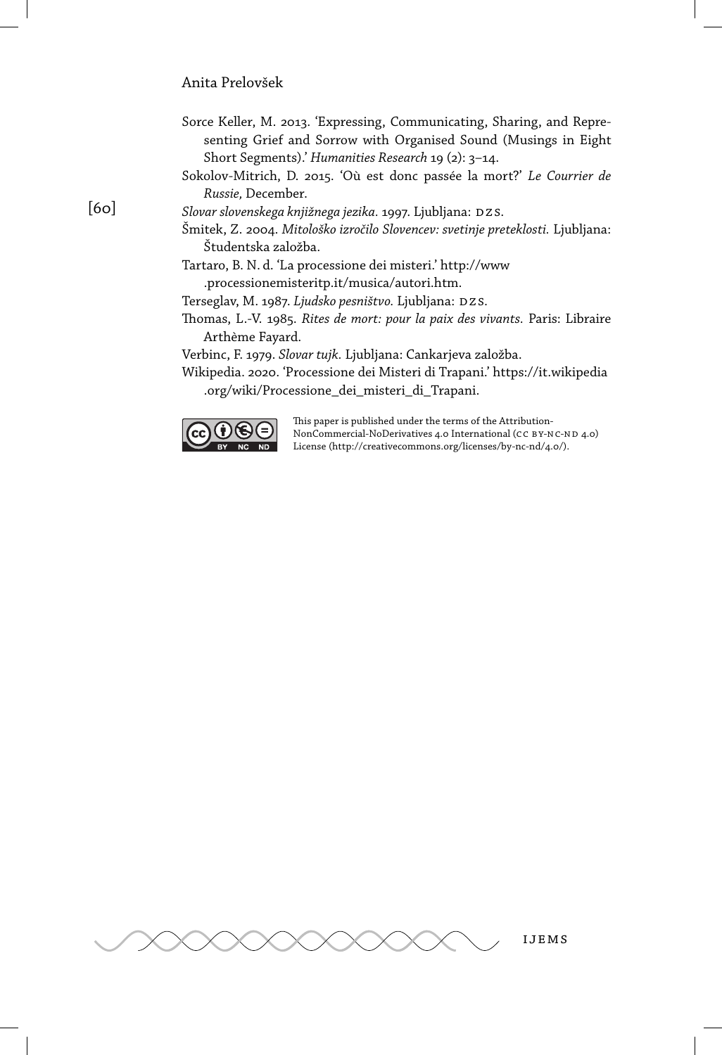Sorce Keller, M. 2013. 'Expressing, Communicating, Sharing, and Representing Grief and Sorrow with Organised Sound (Musings in Eight Short Segments).' *Humanities Research* 19 (2): 3–14.

Sokolov-Mitrich, D. 2015. 'Où est donc passée la mort?' *Le Courrier de Russie,* December.

*Slovar slovenskega knjižnega jezika*. 1997. Ljubljana: DZS.

Šmitek, Z. 2004. *Mitološko izročilo Slovencev: svetinje preteklosti.* Ljubljana: Študentska založba.

Tartaro, B. N. d. 'La processione dei misteri.' http://www.processionemisteritp.it/musica/autori.htm.

Terseglav, M. 1987. *Ljudsko pesništvo.* Ljubljana: DZS.

Thomas, L.-V. 1985. *Rites de mort: pour la paix des vivants.* Paris: Libraire Arthème Fayard.

Verbinc, F. 1979. *Slovar tujk.* Ljubljana: Cankarjeva založba.

Wikipedia. 2020. 'Processione dei Misteri di Trapani.' https://it.wikipedia.org/wiki/Processione_dei_misteri_di_Trapani.

This paper is published under the terms of the Attribution-NonCommercial-NoDerivatives 4.0 International (CC BY-NC-ND 4.0) License (http://creativecommons.org/licenses/by-nc-nd/4.0/).